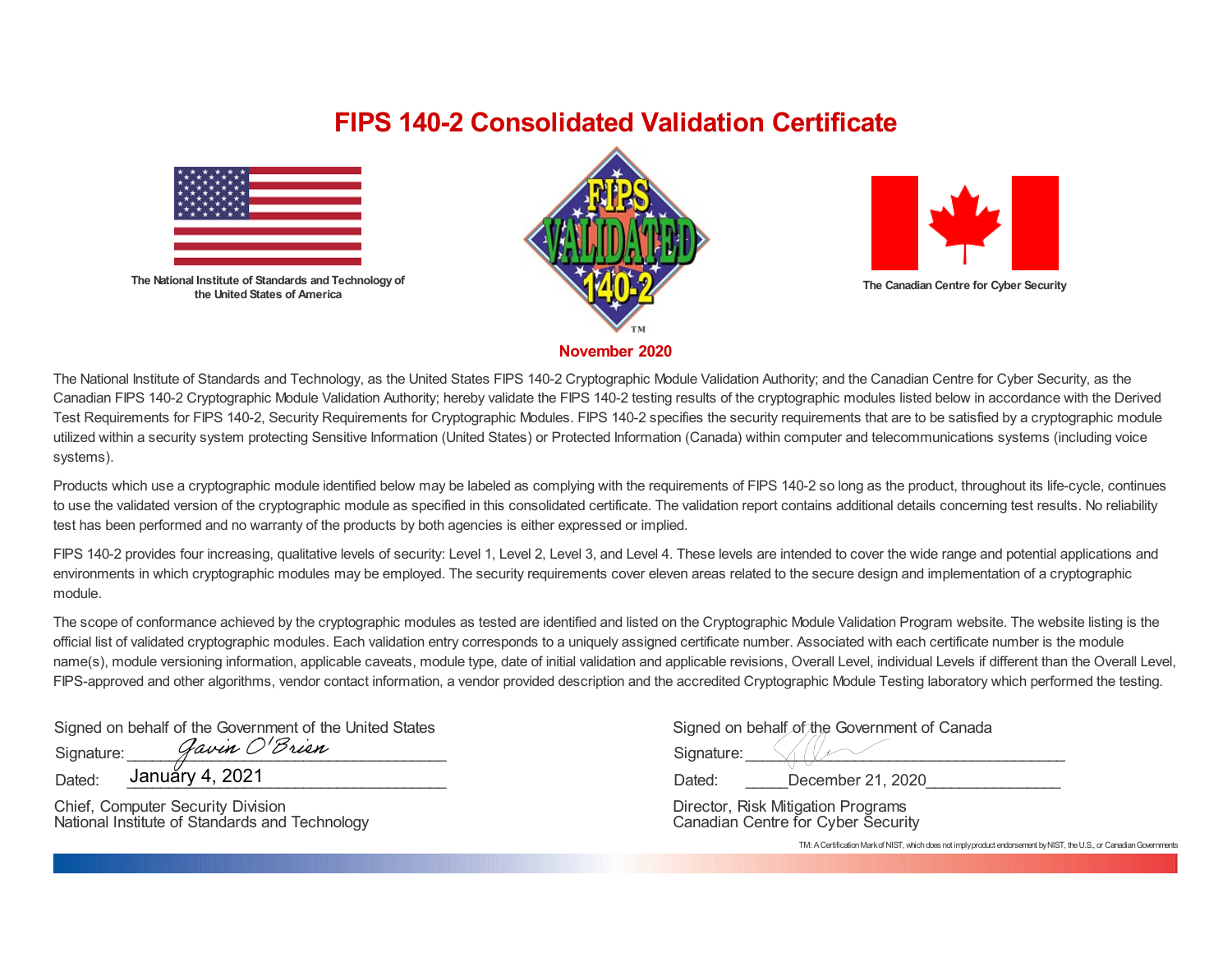# FIPS 140-2 Consolidated Validation Certificate

The National Institute of Standards and Technology of the United States of America

The Canadian Centre for Cyber Security

**November 2020**

The National Institute of Standards and Technology, as the United States FIPS 140-2 Cryptographic Module Validation Authority; and the Canadian Centre for Cyber Security, as the Canadian FIPS 140-2 Cryptographic Module Validation Authority; hereby validate the FIPS 140-2 testing results of the cryptographic modules listed below in accordance with the Derived Test Requirements for FIPS 140-2, Security Requirements for Cryptographic Modules. FIPS 140-2 specifies the security requirements that are to be satisfied by a cryptographic module utilized within a security system protecting Sensitive Information (United States) or Protected Information (Canada) within computer and telecommunications systems (including voice systems).

Products which use a cryptographic module identified below may be labeled as complying with the requirements of FIPS 140-2 so long as the product, throughout its life-cycle, continues to use the validated version of the cryptographic module as specified in this consolidated certificate. The validation report contains additional details concerning test results. No reliability test has been performed and no warranty of the products by both agencies is either expressed or implied.

FIPS 140-2 provides four increasing, qualitative levels of security: Level 1, Level 2, Level 3, and Level 4. These levels are intended to cover the wide range and potential applications and environments in which cryptographic modules may be employed. The security requirements cover eleven areas related to the secure design and implementation of a cryptographic module.

The scope of conformance achieved by the cryptographic modules as tested are identified and listed on the Cryptographic Module Validation Program website. The website listing is the official list of validated cryptographic modules. Each validation entry corresponds to a uniquely assigned certificate number. Associated with each certificate number is the module name(s), module versioning information, applicable caveats, module type, date of initial validation and applicable revisions, Overall Level, individual Levels if different than the Overall Level, FIPS-approved and other algorithms, vendor contact information, a vendor provided description and the accredited Cryptographic Module Testing laboratory which performed the testing.

Signed on behalf of the Government of the United States

Signature: *Gavin O'Brien*

Dated: January 4, 2021

Chief, Computer Security Division
National Institute of Standards and Technology

Signed on behalf of the Government of Canada

Signature: ______________________________

Dated: December 21, 2020

Director, Risk Mitigation Programs
Canadian Centre for Cyber Security

TM: A Certification Mark of NIST, which does not imply product endorsement by NIST, the U.S., or Canadian Governments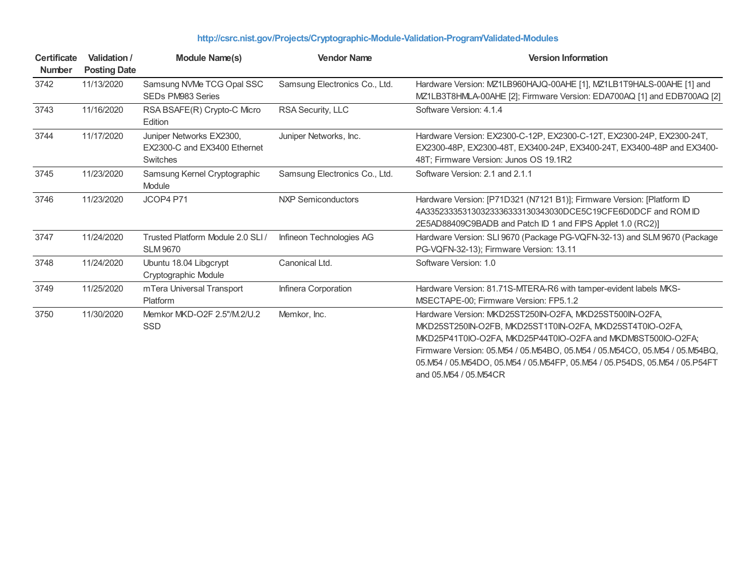http://csrc.nist.gov/Projects/Cryptographic-Module-Validation-Program/Validated-Modules

| Certificate Number | Validation / Posting Date | Module Name(s) | Vendor Name | Version Information |
|---|---|---|---|---|
| 3742 | 11/13/2020 | Samsung NVMe TCG Opal SSC SEDs PM983 Series | Samsung Electronics Co., Ltd. | Hardware Version: MZ1LB960HAJQ-00AHE [1], MZ1LB1T9HALS-00AHE [1] and MZ1LB3T8HMLA-00AHE [2]; Firmware Version: EDA700AQ [1] and EDB700AQ [2] |
| 3743 | 11/16/2020 | RSA BSAFE(R) Crypto-C Micro Edition | RSA Security, LLC | Software Version: 4.1.4 |
| 3744 | 11/17/2020 | Juniper Networks EX2300, EX2300-C and EX3400 Ethernet Switches | Juniper Networks, Inc. | Hardware Version: EX2300-C-12P, EX2300-C-12T, EX2300-24P, EX2300-24T, EX2300-48P, EX2300-48T, EX3400-24P, EX3400-24T, EX3400-48P and EX3400-48T; Firmware Version: Junos OS 19.1R2 |
| 3745 | 11/23/2020 | Samsung Kernel Cryptographic Module | Samsung Electronics Co., Ltd. | Software Version: 2.1 and 2.1.1 |
| 3746 | 11/23/2020 | JCOP4 P71 | NXP Semiconductors | Hardware Version: [P71D321 (N7121 B1)]; Firmware Version: [Platform ID 4A335233353130323336333130343030DCE5C19CFE6D0DCF and ROM ID 2E5AD88409C9BADB and Patch ID 1 and FIPS Applet 1.0 (RC2)] |
| 3747 | 11/24/2020 | Trusted Platform Module 2.0 SLI / SLM 9670 | Infineon Technologies AG | Hardware Version: SLI 9670 (Package PG-VQFN-32-13) and SLM 9670 (Package PG-VQFN-32-13); Firmware Version: 13.11 |
| 3748 | 11/24/2020 | Ubuntu 18.04 Libgcrypt Cryptographic Module | Canonical Ltd. | Software Version: 1.0 |
| 3749 | 11/25/2020 | mTera Universal Transport Platform | Infinera Corporation | Hardware Version: 81.71S-MTERA-R6 with tamper-evident labels MKS-MSECTAPE-00; Firmware Version: FP5.1.2 |
| 3750 | 11/30/2020 | Memkor MKD-O2F 2.5"/M.2/U.2 SSD | Memkor, Inc. | Hardware Version: MKD25ST250IN-O2FA, MKD25ST500IN-O2FA, MKD25ST250IN-O2FB, MKD25ST1T0IN-O2FA, MKD25ST4T0IO-O2FA, MKD25P41T0IO-O2FA, MKD25P44T0IO-O2FA and MKDM8ST500IO-O2FA; Firmware Version: 05.M54 / 05.M54BO, 05.M54 / 05.M54CO, 05.M54 / 05.M54BQ, 05.M54 / 05.M54DO, 05.M54 / 05.M54FP, 05.M54 / 05.P54DS, 05.M54 / 05.P54FT and 05.M54 / 05.M54CR |